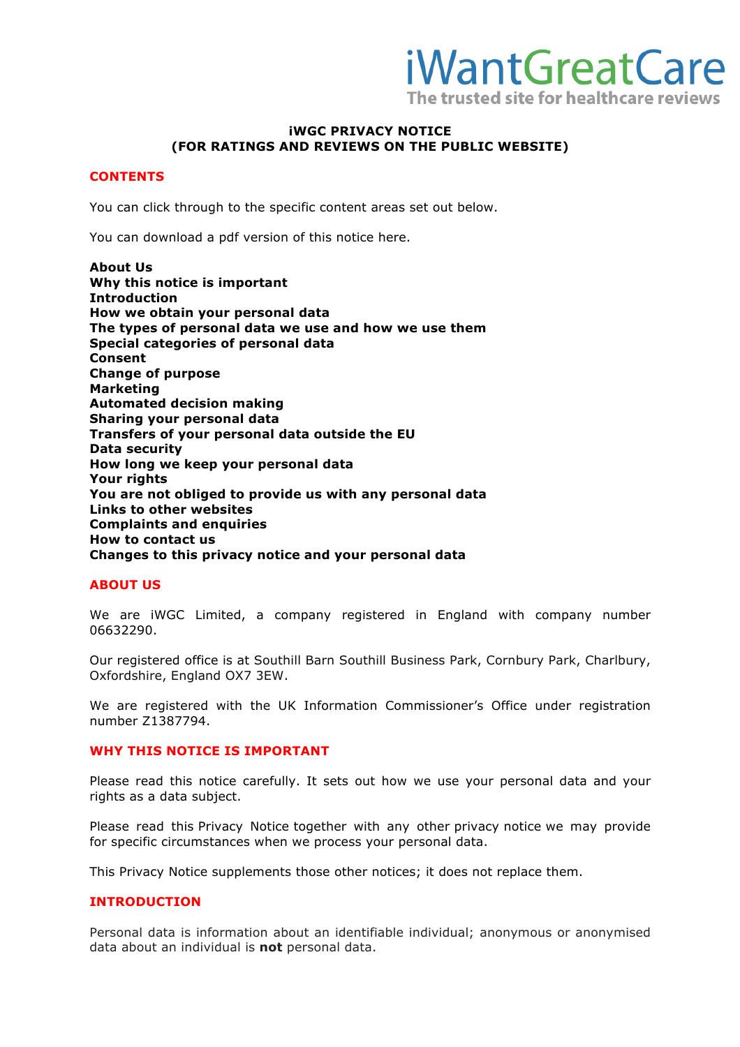iWantGreatCare
The trusted site for healthcare reviews

# iWGC PRIVACY NOTICE (FOR RATINGS AND REVIEWS ON THE PUBLIC WEBSITE)

## CONTENTS

You can click through to the specific content areas set out below.

You can download a pdf version of this notice here.

**About Us**
**Why this notice is important**
**Introduction**
**How we obtain your personal data**
**The types of personal data we use and how we use them**
**Special categories of personal data**
**Consent**
**Change of purpose**
**Marketing**
**Automated decision making**
**Sharing your personal data**
**Transfers of your personal data outside the EU**
**Data security**
**How long we keep your personal data**
**Your rights**
**You are not obliged to provide us with any personal data**
**Links to other websites**
**Complaints and enquiries**
**How to contact us**
**Changes to this privacy notice and your personal data**

## ABOUT US

We are iWGC Limited, a company registered in England with company number 06632290.

Our registered office is at Southill Barn Southill Business Park, Cornbury Park, Charlbury, Oxfordshire, England OX7 3EW.

We are registered with the UK Information Commissioner's Office under registration number Z1387794.

## WHY THIS NOTICE IS IMPORTANT

Please read this notice carefully. It sets out how we use your personal data and your rights as a data subject.

Please read this Privacy Notice together with any other privacy notice we may provide for specific circumstances when we process your personal data.

This Privacy Notice supplements those other notices; it does not replace them.

## INTRODUCTION

Personal data is information about an identifiable individual; anonymous or anonymised data about an individual is **not** personal data.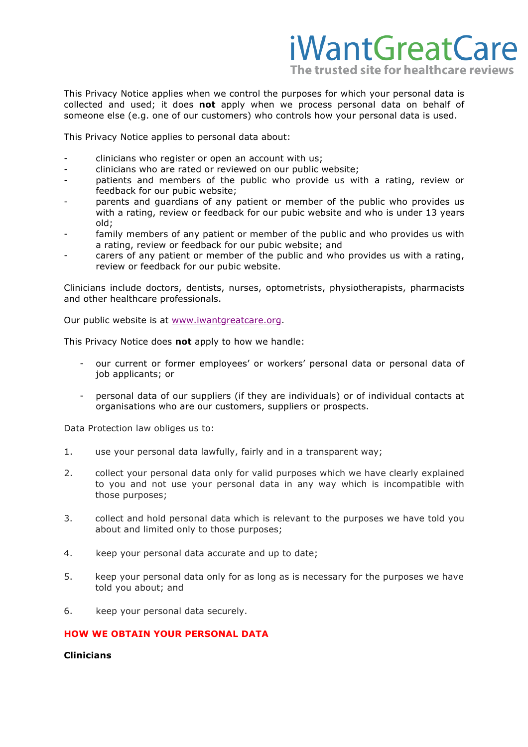This Privacy Notice applies when we control the purposes for which your personal data is collected and used; it does **not** apply when we process personal data on behalf of someone else (e.g. one of our customers) who controls how your personal data is used.

This Privacy Notice applies to personal data about:

- clinicians who register or open an account with us;
- clinicians who are rated or reviewed on our public website;
- patients and members of the public who provide us with a rating, review or feedback for our pubic website;
- parents and guardians of any patient or member of the public who provides us with a rating, review or feedback for our pubic website and who is under 13 years old;
- family members of any patient or member of the public and who provides us with a rating, review or feedback for our pubic website; and
- carers of any patient or member of the public and who provides us with a rating, review or feedback for our pubic website.

Clinicians include doctors, dentists, nurses, optometrists, physiotherapists, pharmacists and other healthcare professionals.

Our public website is at www.iwantgreatcare.org.

This Privacy Notice does **not** apply to how we handle:

- our current or former employees' or workers' personal data or personal data of job applicants; or
- personal data of our suppliers (if they are individuals) or of individual contacts at organisations who are our customers, suppliers or prospects.

Data Protection law obliges us to:

1. use your personal data lawfully, fairly and in a transparent way;
2. collect your personal data only for valid purposes which we have clearly explained to you and not use your personal data in any way which is incompatible with those purposes;
3. collect and hold personal data which is relevant to the purposes we have told you about and limited only to those purposes;
4. keep your personal data accurate and up to date;
5. keep your personal data only for as long as is necessary for the purposes we have told you about; and
6. keep your personal data securely.

## HOW WE OBTAIN YOUR PERSONAL DATA

**Clinicians**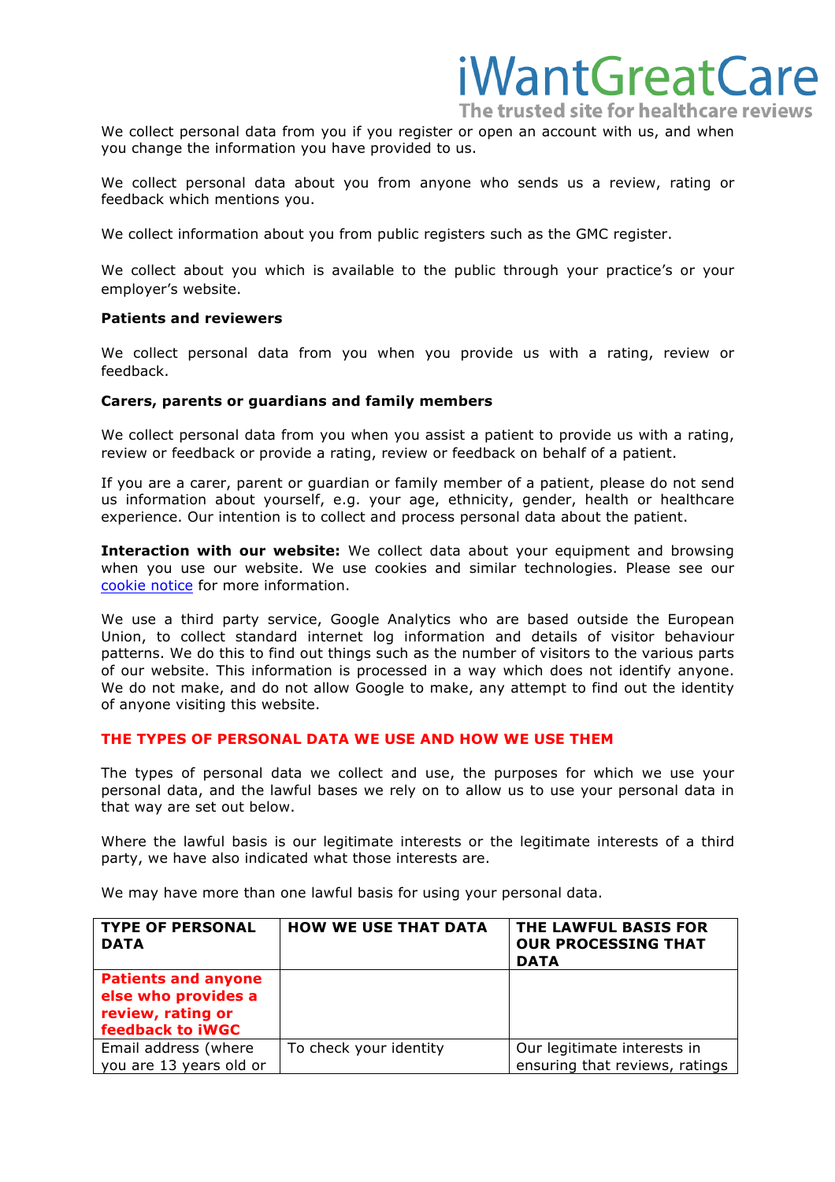We collect personal data from you if you register or open an account with us, and when you change the information you have provided to us.

We collect personal data about you from anyone who sends us a review, rating or feedback which mentions you.

We collect information about you from public registers such as the GMC register.

We collect about you which is available to the public through your practice's or your employer's website.

**Patients and reviewers**

We collect personal data from you when you provide us with a rating, review or feedback.

**Carers, parents or guardians and family members**

We collect personal data from you when you assist a patient to provide us with a rating, review or feedback or provide a rating, review or feedback on behalf of a patient.

If you are a carer, parent or guardian or family member of a patient, please do not send us information about yourself, e.g. your age, ethnicity, gender, health or healthcare experience. Our intention is to collect and process personal data about the patient.

**Interaction with our website:** We collect data about your equipment and browsing when you use our website. We use cookies and similar technologies. Please see our cookie notice for more information.

We use a third party service, Google Analytics who are based outside the European Union, to collect standard internet log information and details of visitor behaviour patterns. We do this to find out things such as the number of visitors to the various parts of our website. This information is processed in a way which does not identify anyone. We do not make, and do not allow Google to make, any attempt to find out the identity of anyone visiting this website.

## THE TYPES OF PERSONAL DATA WE USE AND HOW WE USE THEM

The types of personal data we collect and use, the purposes for which we use your personal data, and the lawful bases we rely on to allow us to use your personal data in that way are set out below.

Where the lawful basis is our legitimate interests or the legitimate interests of a third party, we have also indicated what those interests are.

We may have more than one lawful basis for using your personal data.

| TYPE OF PERSONAL DATA | HOW WE USE THAT DATA | THE LAWFUL BASIS FOR OUR PROCESSING THAT DATA |
|---|---|---|
| **Patients and anyone else who provides a review, rating or feedback to iWGC** | | |
| Email address (where you are 13 years old or | To check your identity | Our legitimate interests in ensuring that reviews, ratings |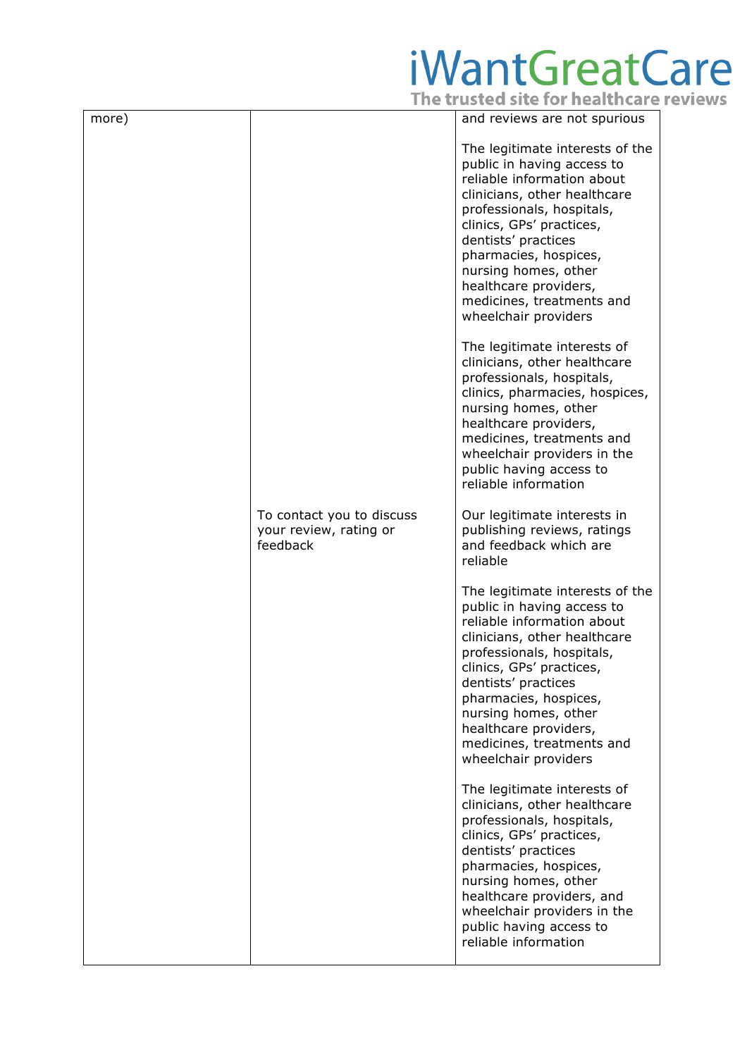| | | |
|---|---|---|
| more) | | and reviews are not spurious<br><br>The legitimate interests of the public in having access to reliable information about clinicians, other healthcare professionals, hospitals, clinics, GPs' practices, dentists' practices pharmacies, hospices, nursing homes, other healthcare providers, medicines, treatments and wheelchair providers<br><br>The legitimate interests of clinicians, other healthcare professionals, hospitals, clinics, pharmacies, hospices, nursing homes, other healthcare providers, medicines, treatments and wheelchair providers in the public having access to reliable information |
| | To contact you to discuss your review, rating or feedback | Our legitimate interests in publishing reviews, ratings and feedback which are reliable<br><br>The legitimate interests of the public in having access to reliable information about clinicians, other healthcare professionals, hospitals, clinics, GPs' practices, dentists' practices pharmacies, hospices, nursing homes, other healthcare providers, medicines, treatments and wheelchair providers<br><br>The legitimate interests of clinicians, other healthcare professionals, hospitals, clinics, GPs' practices, dentists' practices pharmacies, hospices, nursing homes, other healthcare providers, and wheelchair providers in the public having access to reliable information |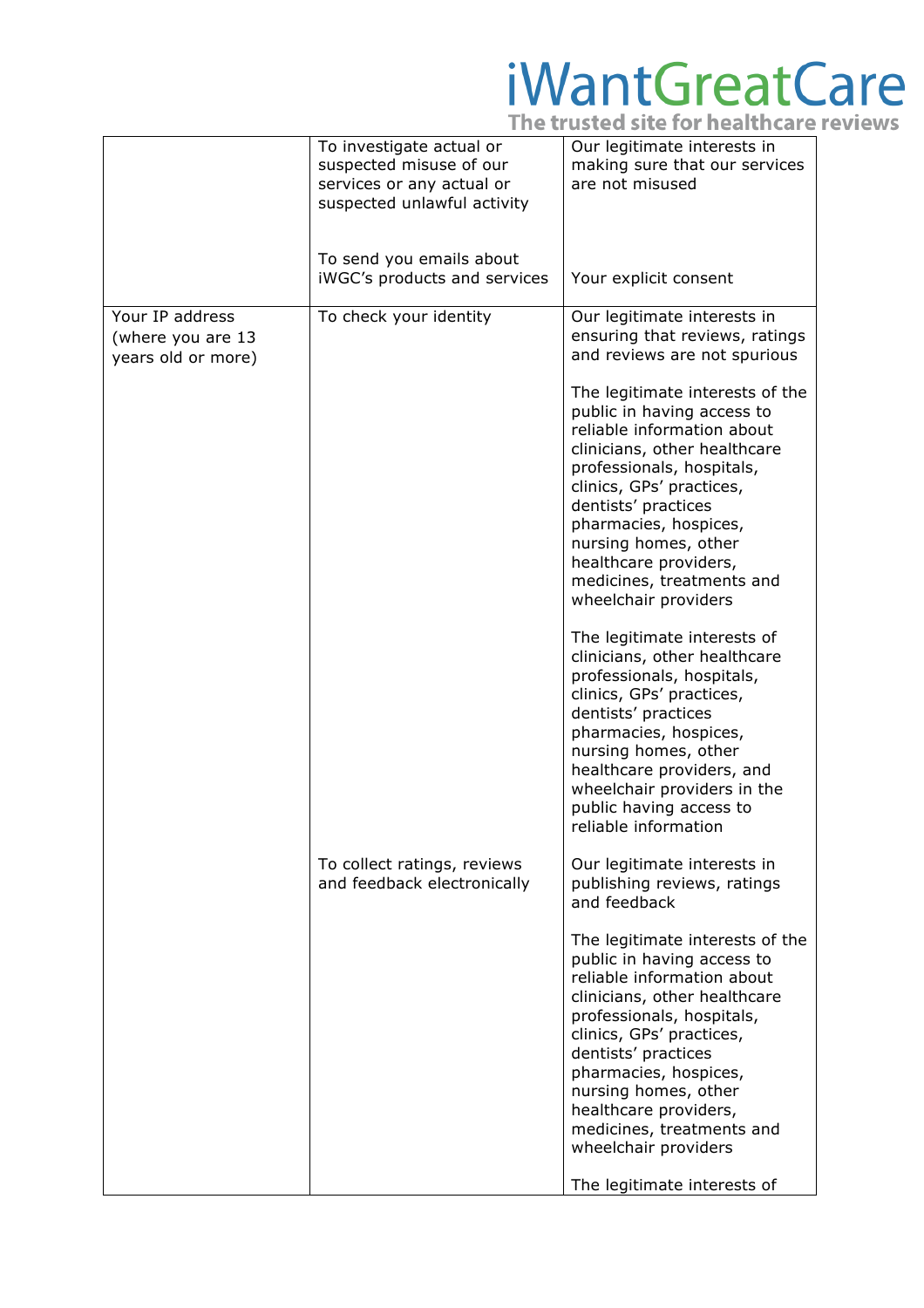| | | |
|---|---|---|
| | To investigate actual or suspected misuse of our services or any actual or suspected unlawful activity<br><br>To send you emails about iWGC's products and services | Our legitimate interests in making sure that our services are not misused<br><br>Your explicit consent |
| Your IP address (where you are 13 years old or more) | To check your identity | Our legitimate interests in ensuring that reviews, ratings and reviews are not spurious<br><br>The legitimate interests of the public in having access to reliable information about clinicians, other healthcare professionals, hospitals, clinics, GPs' practices, dentists' practices pharmacies, hospices, nursing homes, other healthcare providers, medicines, treatments and wheelchair providers<br><br>The legitimate interests of clinicians, other healthcare professionals, hospitals, clinics, GPs' practices, dentists' practices pharmacies, hospices, nursing homes, other healthcare providers, and wheelchair providers in the public having access to reliable information |
| | To collect ratings, reviews and feedback electronically | Our legitimate interests in publishing reviews, ratings and feedback<br><br>The legitimate interests of the public in having access to reliable information about clinicians, other healthcare professionals, hospitals, clinics, GPs' practices, dentists' practices pharmacies, hospices, nursing homes, other healthcare providers, medicines, treatments and wheelchair providers<br><br>The legitimate interests of |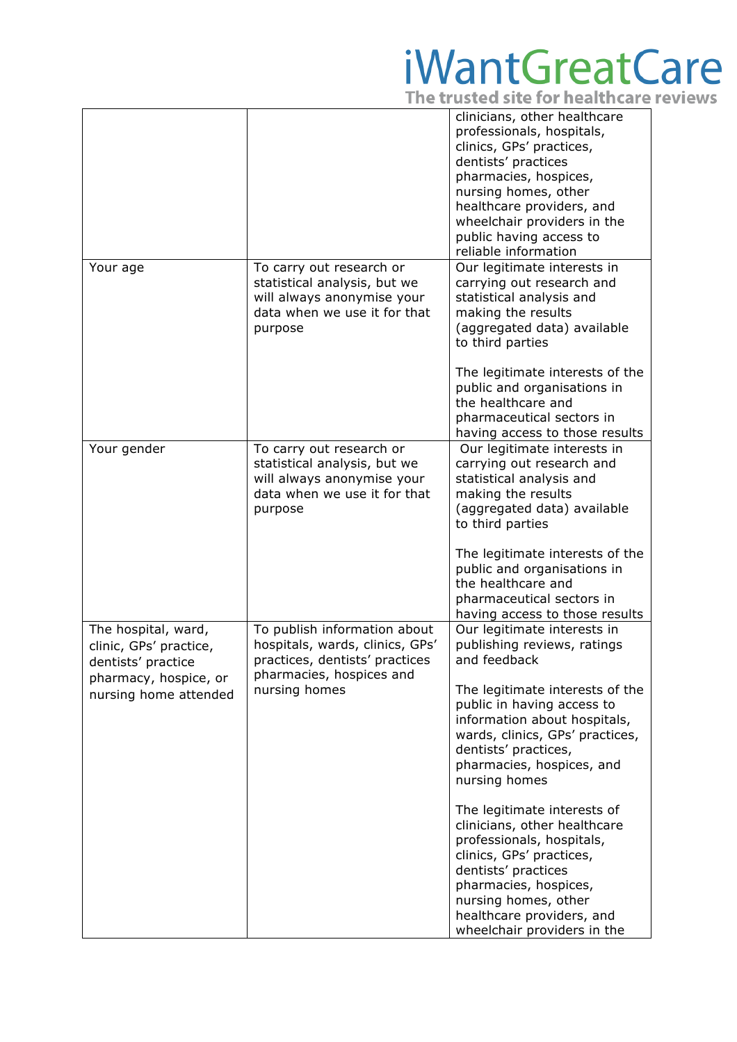| | | |
|---|---|---|
| | | clinicians, other healthcare professionals, hospitals, clinics, GPs' practices, dentists' practices pharmacies, hospices, nursing homes, other healthcare providers, and wheelchair providers in the public having access to reliable information |
| Your age | To carry out research or statistical analysis, but we will always anonymise your data when we use it for that purpose | Our legitimate interests in carrying out research and statistical analysis and making the results (aggregated data) available to third parties<br><br>The legitimate interests of the public and organisations in the healthcare and pharmaceutical sectors in having access to those results |
| Your gender | To carry out research or statistical analysis, but we will always anonymise your data when we use it for that purpose | Our legitimate interests in carrying out research and statistical analysis and making the results (aggregated data) available to third parties<br><br>The legitimate interests of the public and organisations in the healthcare and pharmaceutical sectors in having access to those results |
| The hospital, ward, clinic, GPs' practice, dentists' practice pharmacy, hospice, or nursing home attended | To publish information about hospitals, wards, clinics, GPs' practices, dentists' practices pharmacies, hospices and nursing homes | Our legitimate interests in publishing reviews, ratings and feedback<br><br>The legitimate interests of the public in having access to information about hospitals, wards, clinics, GPs' practices, dentists' practices, pharmacies, hospices, and nursing homes<br><br>The legitimate interests of clinicians, other healthcare professionals, hospitals, clinics, GPs' practices, dentists' practices pharmacies, hospices, nursing homes, other healthcare providers, and wheelchair providers in the |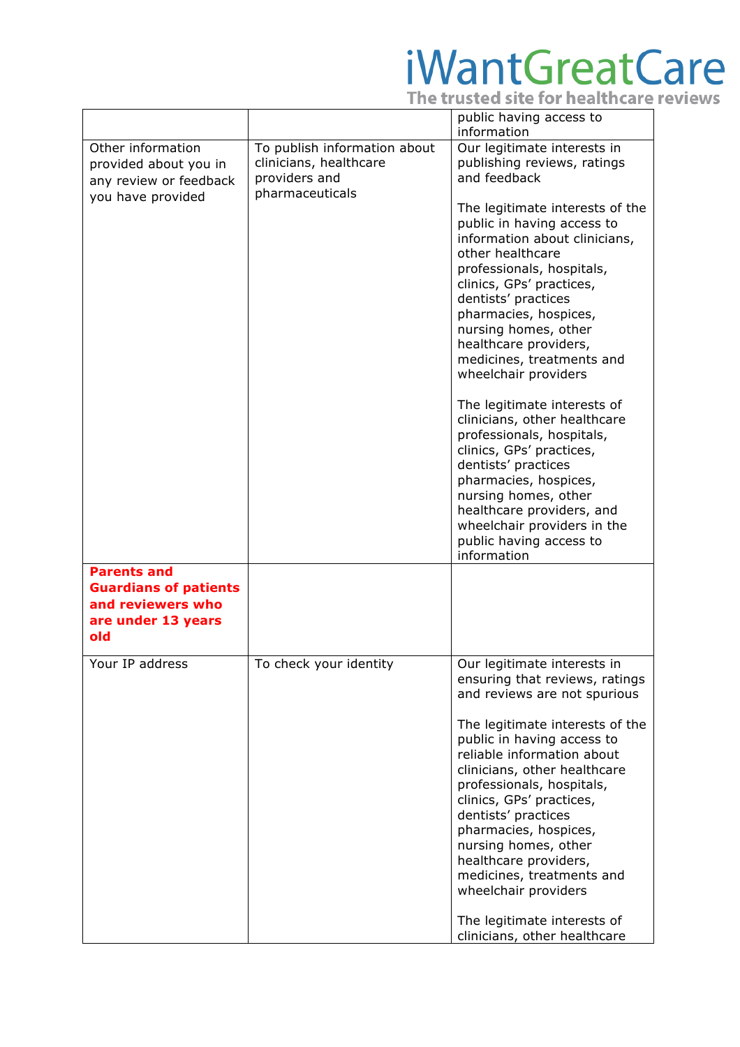| | | |
|---|---|---|
| | | public having access to information |
| Other information provided about you in any review or feedback you have provided | To publish information about clinicians, healthcare providers and pharmaceuticals | Our legitimate interests in publishing reviews, ratings and feedback<br><br>The legitimate interests of the public in having access to information about clinicians, other healthcare professionals, hospitals, clinics, GPs' practices, dentists' practices pharmacies, hospices, nursing homes, other healthcare providers, medicines, treatments and wheelchair providers<br><br>The legitimate interests of clinicians, other healthcare professionals, hospitals, clinics, GPs' practices, dentists' practices pharmacies, hospices, nursing homes, other healthcare providers, and wheelchair providers in the public having access to information |
| **Parents and Guardians of patients and reviewers who are under 13 years old** | | |
| Your IP address | To check your identity | Our legitimate interests in ensuring that reviews, ratings and reviews are not spurious<br><br>The legitimate interests of the public in having access to reliable information about clinicians, other healthcare professionals, hospitals, clinics, GPs' practices, dentists' practices pharmacies, hospices, nursing homes, other healthcare providers, medicines, treatments and wheelchair providers<br><br>The legitimate interests of clinicians, other healthcare |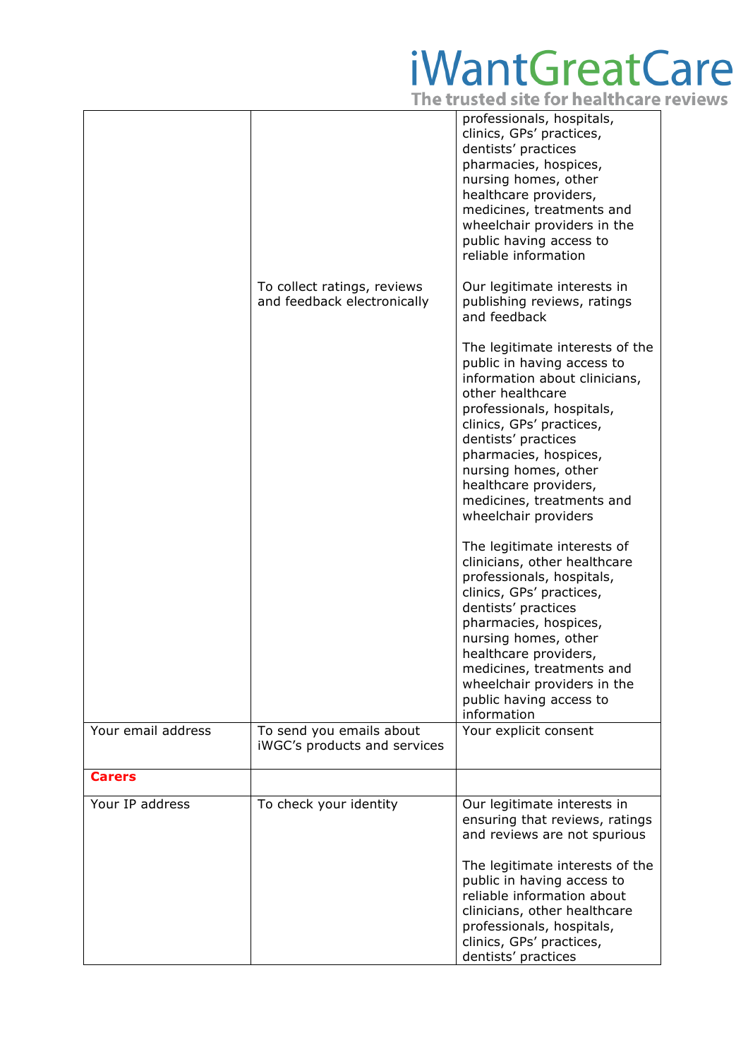| | | |
|---|---|---|
| | | professionals, hospitals, clinics, GPs' practices, dentists' practices pharmacies, hospices, nursing homes, other healthcare providers, medicines, treatments and wheelchair providers in the public having access to reliable information |
| | To collect ratings, reviews and feedback electronically | Our legitimate interests in publishing reviews, ratings and feedback<br><br>The legitimate interests of the public in having access to information about clinicians, other healthcare professionals, hospitals, clinics, GPs' practices, dentists' practices pharmacies, hospices, nursing homes, other healthcare providers, medicines, treatments and wheelchair providers<br><br>The legitimate interests of clinicians, other healthcare professionals, hospitals, clinics, GPs' practices, dentists' practices pharmacies, hospices, nursing homes, other healthcare providers, medicines, treatments and wheelchair providers in the public having access to information |
| Your email address | To send you emails about iWGC's products and services | Your explicit consent |
| **Carers** | | |
| Your IP address | To check your identity | Our legitimate interests in ensuring that reviews, ratings and reviews are not spurious<br><br>The legitimate interests of the public in having access to reliable information about clinicians, other healthcare professionals, hospitals, clinics, GPs' practices, dentists' practices |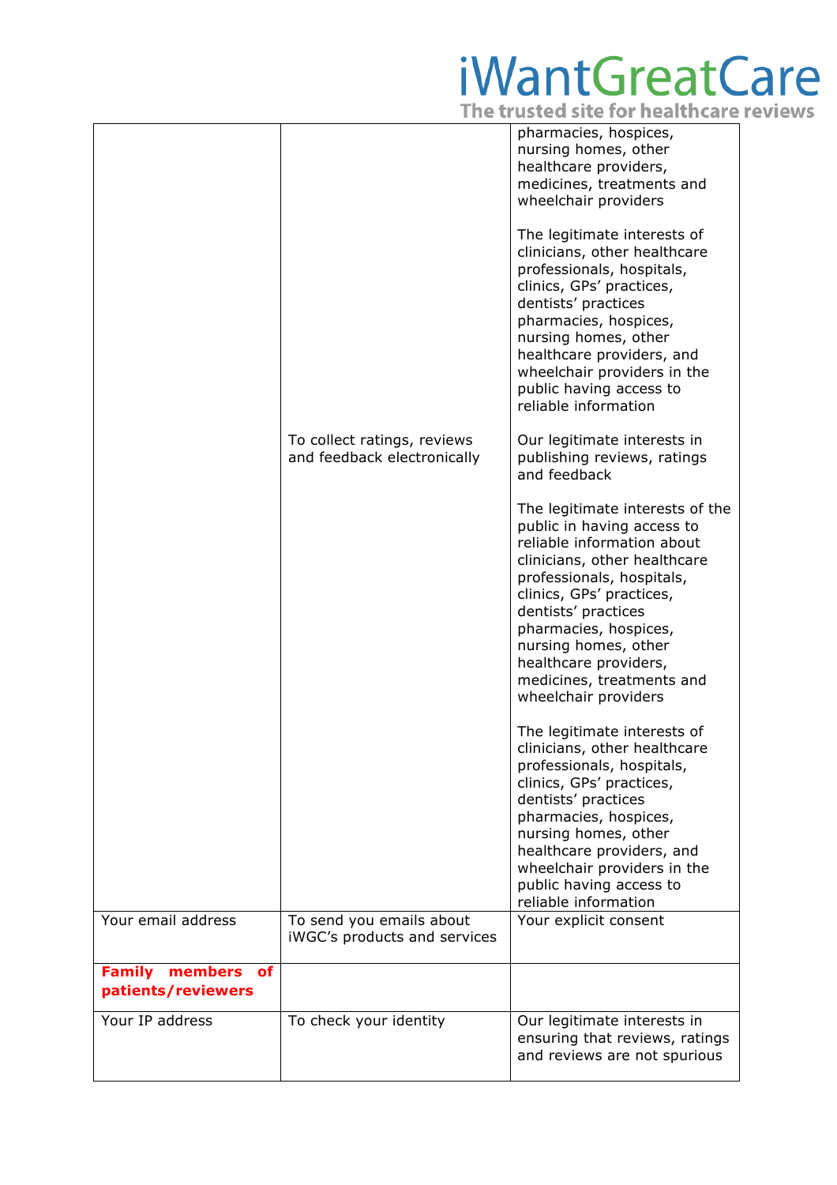| | | |
|---|---|---|
| | | pharmacies, hospices, nursing homes, other healthcare providers, medicines, treatments and wheelchair providers<br><br>The legitimate interests of clinicians, other healthcare professionals, hospitals, clinics, GPs' practices, dentists' practices pharmacies, hospices, nursing homes, other healthcare providers, and wheelchair providers in the public having access to reliable information |
| | To collect ratings, reviews and feedback electronically | Our legitimate interests in publishing reviews, ratings and feedback<br><br>The legitimate interests of the public in having access to reliable information about clinicians, other healthcare professionals, hospitals, clinics, GPs' practices, dentists' practices pharmacies, hospices, nursing homes, other healthcare providers, medicines, treatments and wheelchair providers<br><br>The legitimate interests of clinicians, other healthcare professionals, hospitals, clinics, GPs' practices, dentists' practices pharmacies, hospices, nursing homes, other healthcare providers, and wheelchair providers in the public having access to reliable information |
| Your email address | To send you emails about iWGC's products and services | Your explicit consent |
| **Family members of patients/reviewers** | | |
| Your IP address | To check your identity | Our legitimate interests in ensuring that reviews, ratings and reviews are not spurious |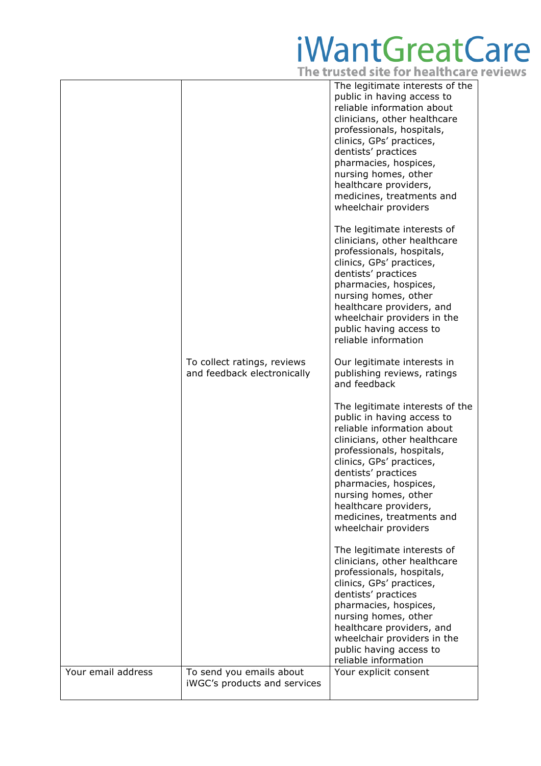| | | |
|---|---|---|
| | | The legitimate interests of the public in having access to reliable information about clinicians, other healthcare professionals, hospitals, clinics, GPs' practices, dentists' practices pharmacies, hospices, nursing homes, other healthcare providers, medicines, treatments and wheelchair providers<br><br>The legitimate interests of clinicians, other healthcare professionals, hospitals, clinics, GPs' practices, dentists' practices pharmacies, hospices, nursing homes, other healthcare providers, and wheelchair providers in the public having access to reliable information |
| | To collect ratings, reviews and feedback electronically | Our legitimate interests in publishing reviews, ratings and feedback<br><br>The legitimate interests of the public in having access to reliable information about clinicians, other healthcare professionals, hospitals, clinics, GPs' practices, dentists' practices pharmacies, hospices, nursing homes, other healthcare providers, medicines, treatments and wheelchair providers<br><br>The legitimate interests of clinicians, other healthcare professionals, hospitals, clinics, GPs' practices, dentists' practices pharmacies, hospices, nursing homes, other healthcare providers, and wheelchair providers in the public having access to reliable information |
| Your email address | To send you emails about iWGC's products and services | Your explicit consent |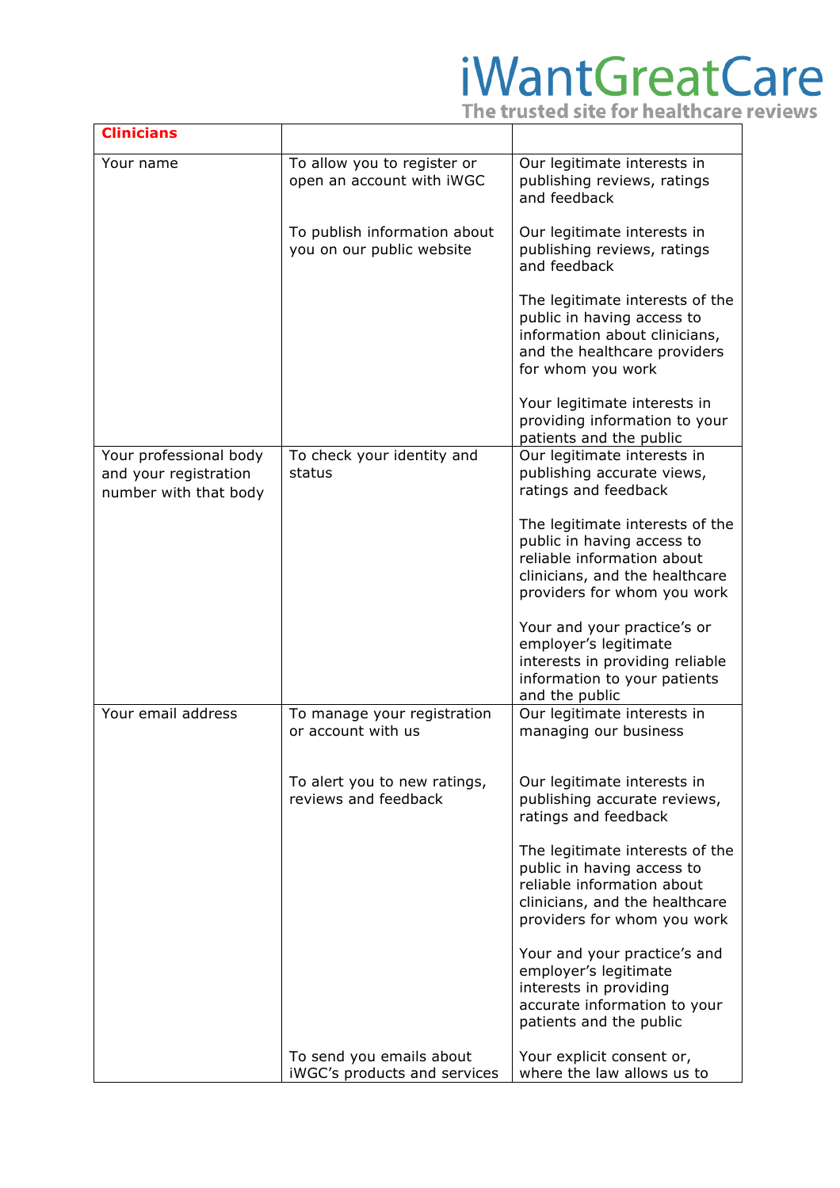| Clinicians | | |
|---|---|---|
| Your name | To allow you to register or open an account with iWGC | Our legitimate interests in publishing reviews, ratings and feedback |
| | To publish information about you on our public website | Our legitimate interests in publishing reviews, ratings and feedback<br><br>The legitimate interests of the public in having access to information about clinicians, and the healthcare providers for whom you work<br><br>Your legitimate interests in providing information to your patients and the public |
| Your professional body and your registration number with that body | To check your identity and status | Our legitimate interests in publishing accurate views, ratings and feedback<br><br>The legitimate interests of the public in having access to reliable information about clinicians, and the healthcare providers for whom you work<br><br>Your and your practice's or employer's legitimate interests in providing reliable information to your patients and the public |
| Your email address | To manage your registration or account with us | Our legitimate interests in managing our business |
| | To alert you to new ratings, reviews and feedback | Our legitimate interests in publishing accurate reviews, ratings and feedback<br><br>The legitimate interests of the public in having access to reliable information about clinicians, and the healthcare providers for whom you work<br><br>Your and your practice's and employer's legitimate interests in providing accurate information to your patients and the public |
| | To send you emails about iWGC's products and services | Your explicit consent or, where the law allows us to |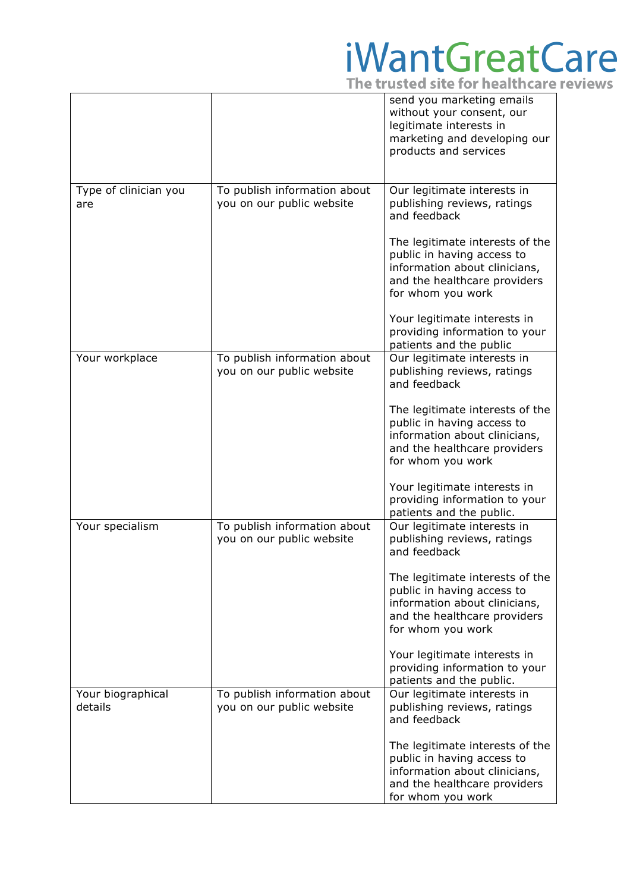| | | send you marketing emails without your consent, our legitimate interests in marketing and developing our products and services |
|---|---|---|
| Type of clinician you are | To publish information about you on our public website | Our legitimate interests in publishing reviews, ratings and feedback<br><br>The legitimate interests of the public in having access to information about clinicians, and the healthcare providers for whom you work<br><br>Your legitimate interests in providing information to your patients and the public |
| Your workplace | To publish information about you on our public website | Our legitimate interests in publishing reviews, ratings and feedback<br><br>The legitimate interests of the public in having access to information about clinicians, and the healthcare providers for whom you work<br><br>Your legitimate interests in providing information to your patients and the public. |
| Your specialism | To publish information about you on our public website | Our legitimate interests in publishing reviews, ratings and feedback<br><br>The legitimate interests of the public in having access to information about clinicians, and the healthcare providers for whom you work<br><br>Your legitimate interests in providing information to your patients and the public. |
| Your biographical details | To publish information about you on our public website | Our legitimate interests in publishing reviews, ratings and feedback<br><br>The legitimate interests of the public in having access to information about clinicians, and the healthcare providers for whom you work |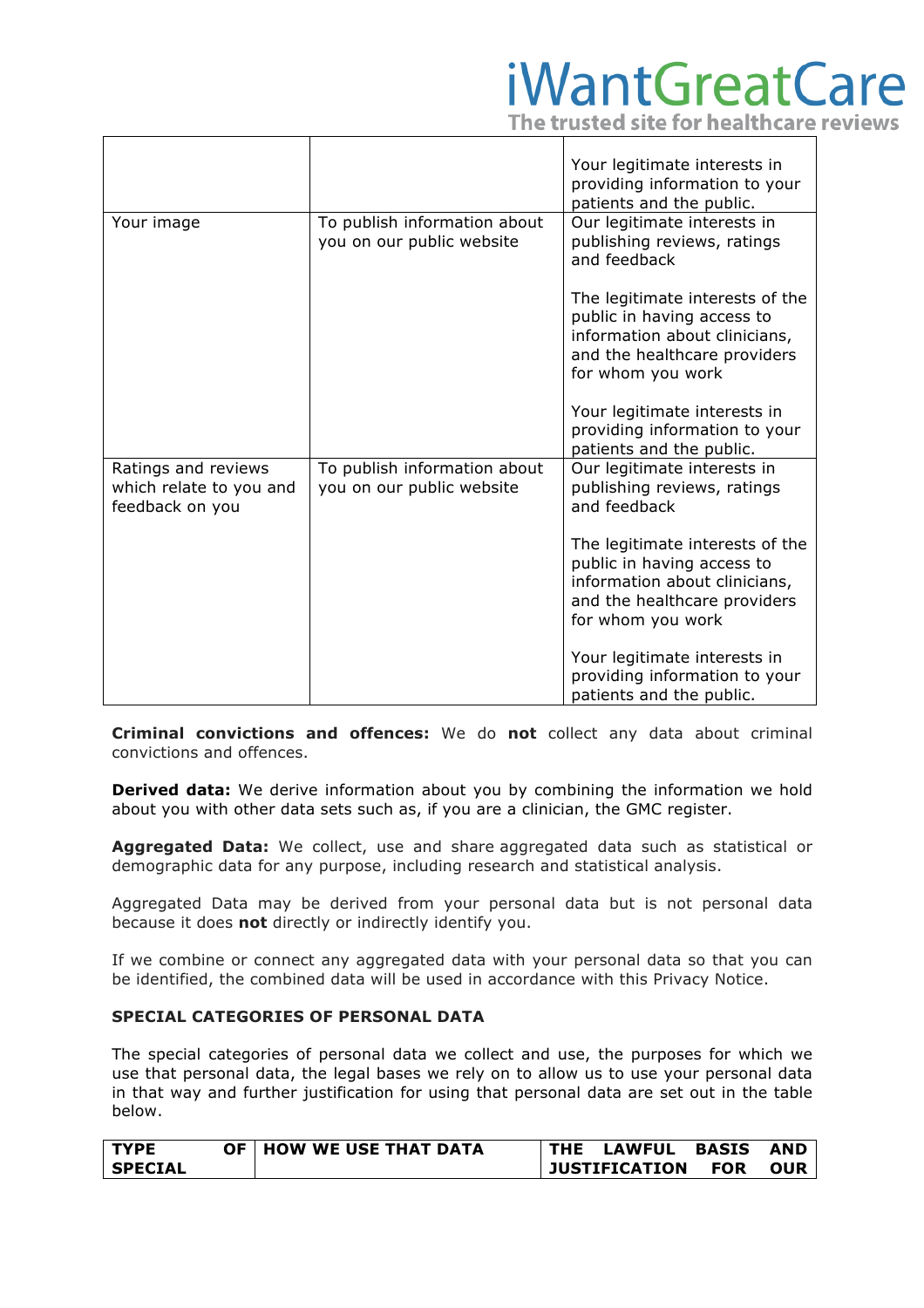| | | |
|---|---|---|
| | | Your legitimate interests in providing information to your patients and the public. |
| Your image | To publish information about you on our public website | Our legitimate interests in publishing reviews, ratings and feedback<br><br>The legitimate interests of the public in having access to information about clinicians, and the healthcare providers for whom you work<br><br>Your legitimate interests in providing information to your patients and the public. |
| Ratings and reviews which relate to you and feedback on you | To publish information about you on our public website | Our legitimate interests in publishing reviews, ratings and feedback<br><br>The legitimate interests of the public in having access to information about clinicians, and the healthcare providers for whom you work<br><br>Your legitimate interests in providing information to your patients and the public. |

**Criminal convictions and offences:** We do **not** collect any data about criminal convictions and offences.

**Derived data:** We derive information about you by combining the information we hold about you with other data sets such as, if you are a clinician, the GMC register.

**Aggregated Data:** We collect, use and share aggregated data such as statistical or demographic data for any purpose, including research and statistical analysis.

Aggregated Data may be derived from your personal data but is not personal data because it does **not** directly or indirectly identify you.

If we combine or connect any aggregated data with your personal data so that you can be identified, the combined data will be used in accordance with this Privacy Notice.

**SPECIAL CATEGORIES OF PERSONAL DATA**

The special categories of personal data we collect and use, the purposes for which we use that personal data, the legal bases we rely on to allow us to use your personal data in that way and further justification for using that personal data are set out in the table below.

| TYPE OF SPECIAL | HOW WE USE THAT DATA | THE LAWFUL BASIS AND JUSTIFICATION FOR OUR |
|---|---|---|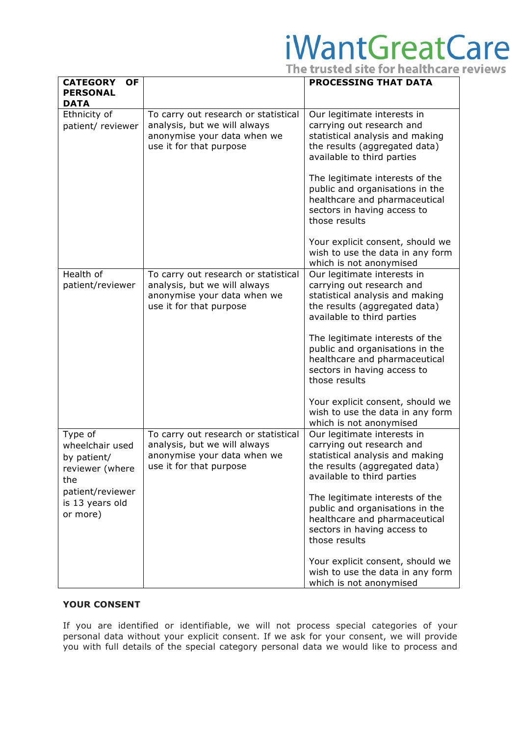| CATEGORY OF PERSONAL DATA | | PROCESSING THAT DATA |
|---|---|---|
| Ethnicity of patient/ reviewer | To carry out research or statistical analysis, but we will always anonymise your data when we use it for that purpose | Our legitimate interests in carrying out research and statistical analysis and making the results (aggregated data) available to third parties<br><br>The legitimate interests of the public and organisations in the healthcare and pharmaceutical sectors in having access to those results<br><br>Your explicit consent, should we wish to use the data in any form which is not anonymised |
| Health of patient/reviewer | To carry out research or statistical analysis, but we will always anonymise your data when we use it for that purpose | Our legitimate interests in carrying out research and statistical analysis and making the results (aggregated data) available to third parties<br><br>The legitimate interests of the public and organisations in the healthcare and pharmaceutical sectors in having access to those results<br><br>Your explicit consent, should we wish to use the data in any form which is not anonymised |
| Type of wheelchair used by patient/ reviewer (where the patient/reviewer is 13 years old or more) | To carry out research or statistical analysis, but we will always anonymise your data when we use it for that purpose | Our legitimate interests in carrying out research and statistical analysis and making the results (aggregated data) available to third parties<br><br>The legitimate interests of the public and organisations in the healthcare and pharmaceutical sectors in having access to those results<br><br>Your explicit consent, should we wish to use the data in any form which is not anonymised |

**YOUR CONSENT**

If you are identified or identifiable, we will not process special categories of your personal data without your explicit consent. If we ask for your consent, we will provide you with full details of the special category personal data we would like to process and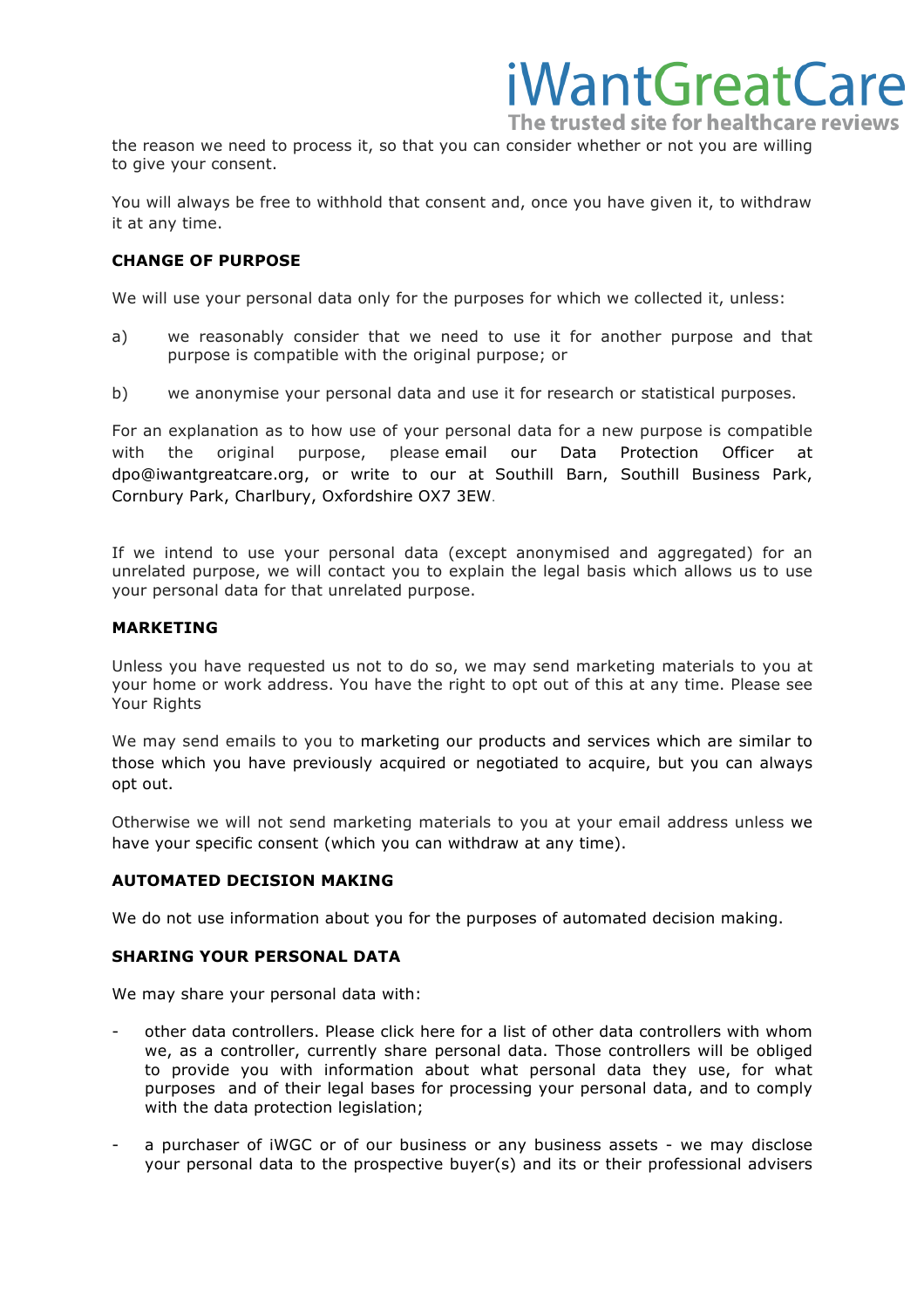the reason we need to process it, so that you can consider whether or not you are willing to give your consent.

You will always be free to withhold that consent and, once you have given it, to withdraw it at any time.

**CHANGE OF PURPOSE**

We will use your personal data only for the purposes for which we collected it, unless:

a) we reasonably consider that we need to use it for another purpose and that purpose is compatible with the original purpose; or

b) we anonymise your personal data and use it for research or statistical purposes.

For an explanation as to how use of your personal data for a new purpose is compatible with the original purpose, please email our Data Protection Officer at dpo@iwantgreatcare.org, or write to our at Southill Barn, Southill Business Park, Cornbury Park, Charlbury, Oxfordshire OX7 3EW.

If we intend to use your personal data (except anonymised and aggregated) for an unrelated purpose, we will contact you to explain the legal basis which allows us to use your personal data for that unrelated purpose.

**MARKETING**

Unless you have requested us not to do so, we may send marketing materials to you at your home or work address. You have the right to opt out of this at any time. Please see Your Rights

We may send emails to you to marketing our products and services which are similar to those which you have previously acquired or negotiated to acquire, but you can always opt out.

Otherwise we will not send marketing materials to you at your email address unless we have your specific consent (which you can withdraw at any time).

**AUTOMATED DECISION MAKING**

We do not use information about you for the purposes of automated decision making.

**SHARING YOUR PERSONAL DATA**

We may share your personal data with:

- other data controllers. Please click here for a list of other data controllers with whom we, as a controller, currently share personal data. Those controllers will be obliged to provide you with information about what personal data they use, for what purposes and of their legal bases for processing your personal data, and to comply with the data protection legislation;

- a purchaser of iWGC or of our business or any business assets - we may disclose your personal data to the prospective buyer(s) and its or their professional advisers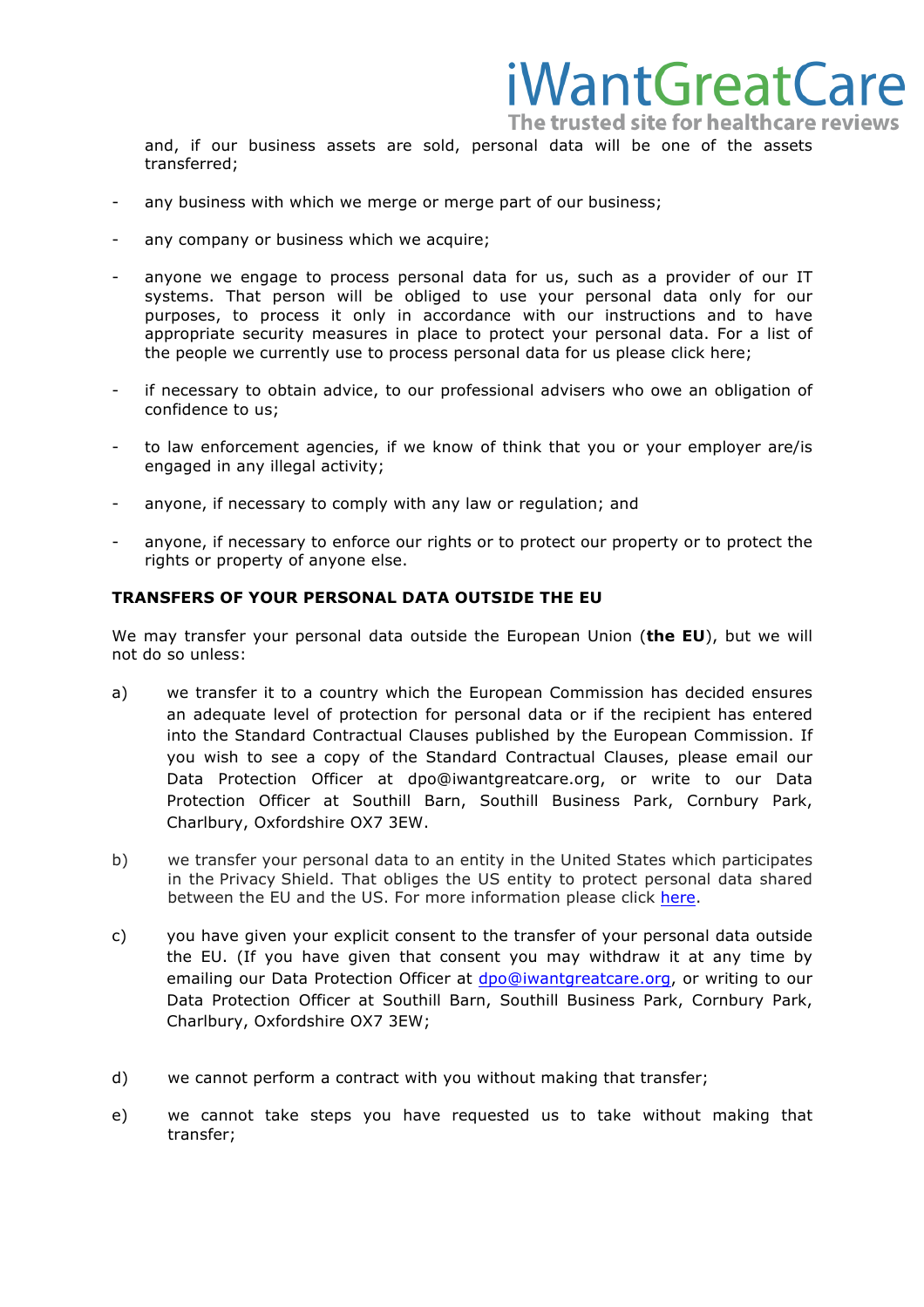and, if our business assets are sold, personal data will be one of the assets transferred;

- any business with which we merge or merge part of our business;
- any company or business which we acquire;
- anyone we engage to process personal data for us, such as a provider of our IT systems. That person will be obliged to use your personal data only for our purposes, to process it only in accordance with our instructions and to have appropriate security measures in place to protect your personal data. For a list of the people we currently use to process personal data for us please click here;
- if necessary to obtain advice, to our professional advisers who owe an obligation of confidence to us;
- to law enforcement agencies, if we know of think that you or your employer are/is engaged in any illegal activity;
- anyone, if necessary to comply with any law or regulation; and
- anyone, if necessary to enforce our rights or to protect our property or to protect the rights or property of anyone else.

**TRANSFERS OF YOUR PERSONAL DATA OUTSIDE THE EU**

We may transfer your personal data outside the European Union (**the EU**), but we will not do so unless:

a) we transfer it to a country which the European Commission has decided ensures an adequate level of protection for personal data or if the recipient has entered into the Standard Contractual Clauses published by the European Commission. If you wish to see a copy of the Standard Contractual Clauses, please email our Data Protection Officer at dpo@iwantgreatcare.org, or write to our Data Protection Officer at Southill Barn, Southill Business Park, Cornbury Park, Charlbury, Oxfordshire OX7 3EW.

b) we transfer your personal data to an entity in the United States which participates in the Privacy Shield. That obliges the US entity to protect personal data shared between the EU and the US. For more information please click here.

c) you have given your explicit consent to the transfer of your personal data outside the EU. (If you have given that consent you may withdraw it at any time by emailing our Data Protection Officer at dpo@iwantgreatcare.org, or writing to our Data Protection Officer at Southill Barn, Southill Business Park, Cornbury Park, Charlbury, Oxfordshire OX7 3EW;

d) we cannot perform a contract with you without making that transfer;

e) we cannot take steps you have requested us to take without making that transfer;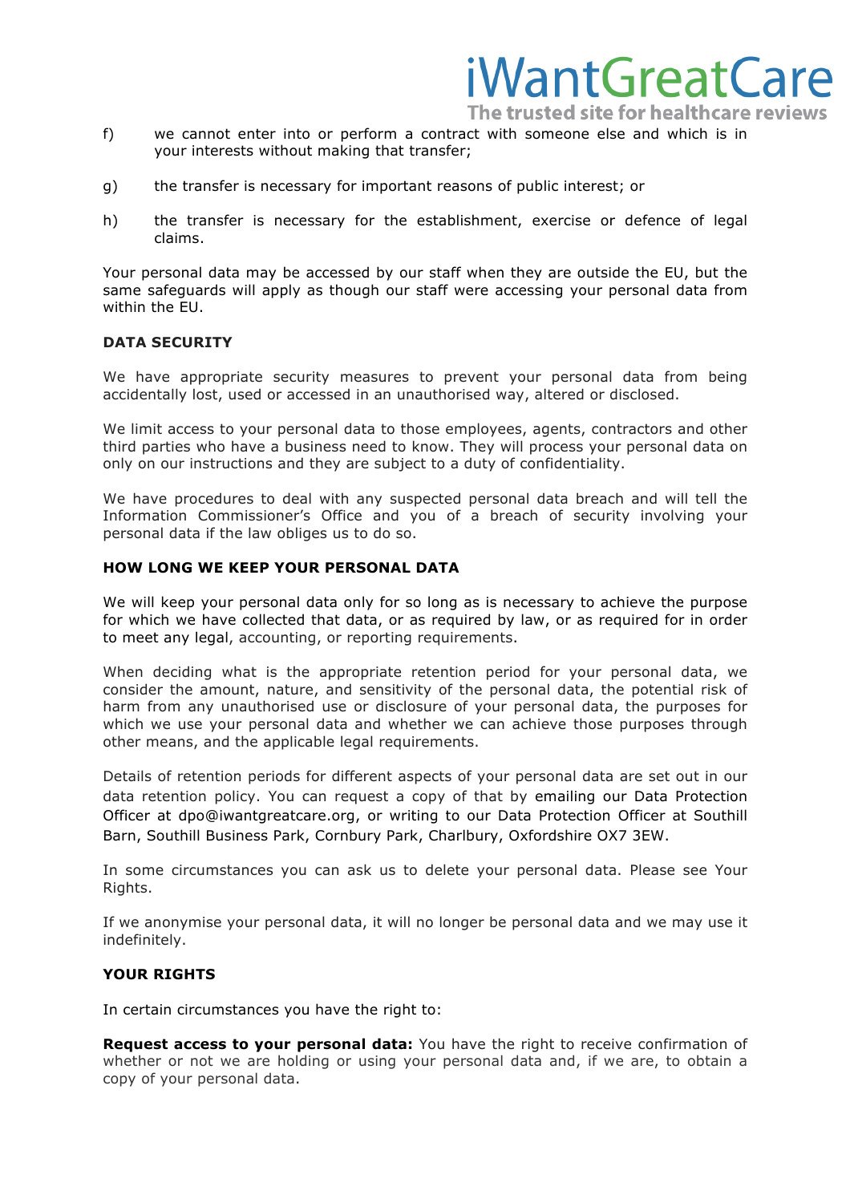f) we cannot enter into or perform a contract with someone else and which is in your interests without making that transfer;

g) the transfer is necessary for important reasons of public interest; or

h) the transfer is necessary for the establishment, exercise or defence of legal claims.

Your personal data may be accessed by our staff when they are outside the EU, but the same safeguards will apply as though our staff were accessing your personal data from within the EU.

**DATA SECURITY**

We have appropriate security measures to prevent your personal data from being accidentally lost, used or accessed in an unauthorised way, altered or disclosed.

We limit access to your personal data to those employees, agents, contractors and other third parties who have a business need to know. They will process your personal data on only on our instructions and they are subject to a duty of confidentiality.

We have procedures to deal with any suspected personal data breach and will tell the Information Commissioner's Office and you of a breach of security involving your personal data if the law obliges us to do so.

**HOW LONG WE KEEP YOUR PERSONAL DATA**

We will keep your personal data only for so long as is necessary to achieve the purpose for which we have collected that data, or as required by law, or as required for in order to meet any legal, accounting, or reporting requirements.

When deciding what is the appropriate retention period for your personal data, we consider the amount, nature, and sensitivity of the personal data, the potential risk of harm from any unauthorised use or disclosure of your personal data, the purposes for which we use your personal data and whether we can achieve those purposes through other means, and the applicable legal requirements.

Details of retention periods for different aspects of your personal data are set out in our data retention policy. You can request a copy of that by emailing our Data Protection Officer at dpo@iwantgreatcare.org, or writing to our Data Protection Officer at Southill Barn, Southill Business Park, Cornbury Park, Charlbury, Oxfordshire OX7 3EW.

In some circumstances you can ask us to delete your personal data. Please see Your Rights.

If we anonymise your personal data, it will no longer be personal data and we may use it indefinitely.

**YOUR RIGHTS**

In certain circumstances you have the right to:

**Request access to your personal data:** You have the right to receive confirmation of whether or not we are holding or using your personal data and, if we are, to obtain a copy of your personal data.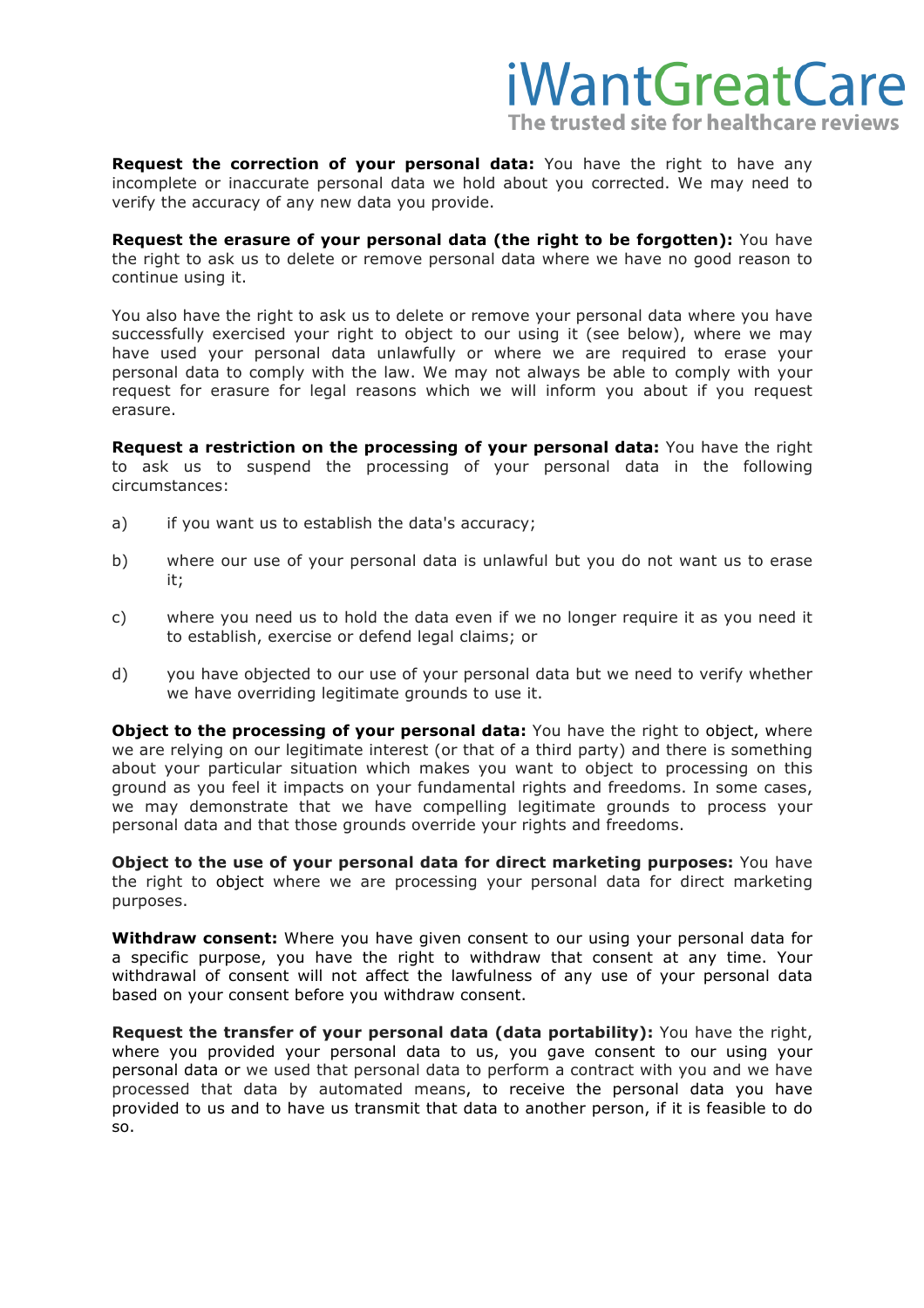**Request the correction of your personal data:** You have the right to have any incomplete or inaccurate personal data we hold about you corrected. We may need to verify the accuracy of any new data you provide.

**Request the erasure of your personal data (the right to be forgotten):** You have the right to ask us to delete or remove personal data where we have no good reason to continue using it.

You also have the right to ask us to delete or remove your personal data where you have successfully exercised your right to object to our using it (see below), where we may have used your personal data unlawfully or where we are required to erase your personal data to comply with the law. We may not always be able to comply with your request for erasure for legal reasons which we will inform you about if you request erasure.

**Request a restriction on the processing of your personal data:** You have the right to ask us to suspend the processing of your personal data in the following circumstances:

a) if you want us to establish the data's accuracy;

b) where our use of your personal data is unlawful but you do not want us to erase it;

c) where you need us to hold the data even if we no longer require it as you need it to establish, exercise or defend legal claims; or

d) you have objected to our use of your personal data but we need to verify whether we have overriding legitimate grounds to use it.

**Object to the processing of your personal data:** You have the right to object, where we are relying on our legitimate interest (or that of a third party) and there is something about your particular situation which makes you want to object to processing on this ground as you feel it impacts on your fundamental rights and freedoms. In some cases, we may demonstrate that we have compelling legitimate grounds to process your personal data and that those grounds override your rights and freedoms.

**Object to the use of your personal data for direct marketing purposes:** You have the right to object where we are processing your personal data for direct marketing purposes.

**Withdraw consent:** Where you have given consent to our using your personal data for a specific purpose, you have the right to withdraw that consent at any time. Your withdrawal of consent will not affect the lawfulness of any use of your personal data based on your consent before you withdraw consent.

**Request the transfer of your personal data (data portability):** You have the right, where you provided your personal data to us, you gave consent to our using your personal data or we used that personal data to perform a contract with you and we have processed that data by automated means, to receive the personal data you have provided to us and to have us transmit that data to another person, if it is feasible to do so.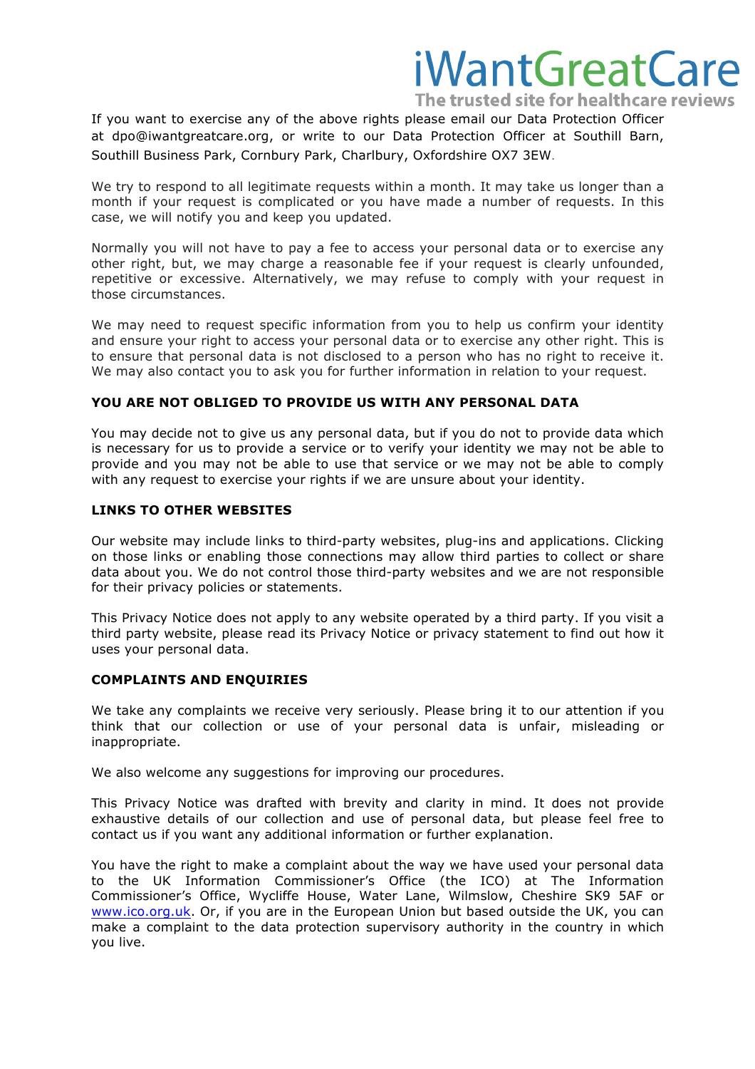If you want to exercise any of the above rights please email our Data Protection Officer at dpo@iwantgreatcare.org, or write to our Data Protection Officer at Southill Barn, Southill Business Park, Cornbury Park, Charlbury, Oxfordshire OX7 3EW.

We try to respond to all legitimate requests within a month. It may take us longer than a month if your request is complicated or you have made a number of requests. In this case, we will notify you and keep you updated.

Normally you will not have to pay a fee to access your personal data or to exercise any other right, but, we may charge a reasonable fee if your request is clearly unfounded, repetitive or excessive. Alternatively, we may refuse to comply with your request in those circumstances.

We may need to request specific information from you to help us confirm your identity and ensure your right to access your personal data or to exercise any other right. This is to ensure that personal data is not disclosed to a person who has no right to receive it. We may also contact you to ask you for further information in relation to your request.

**YOU ARE NOT OBLIGED TO PROVIDE US WITH ANY PERSONAL DATA**

You may decide not to give us any personal data, but if you do not to provide data which is necessary for us to provide a service or to verify your identity we may not be able to provide and you may not be able to use that service or we may not be able to comply with any request to exercise your rights if we are unsure about your identity.

**LINKS TO OTHER WEBSITES**

Our website may include links to third-party websites, plug-ins and applications. Clicking on those links or enabling those connections may allow third parties to collect or share data about you. We do not control those third-party websites and we are not responsible for their privacy policies or statements.

This Privacy Notice does not apply to any website operated by a third party. If you visit a third party website, please read its Privacy Notice or privacy statement to find out how it uses your personal data.

**COMPLAINTS AND ENQUIRIES**

We take any complaints we receive very seriously. Please bring it to our attention if you think that our collection or use of your personal data is unfair, misleading or inappropriate.

We also welcome any suggestions for improving our procedures.

This Privacy Notice was drafted with brevity and clarity in mind. It does not provide exhaustive details of our collection and use of personal data, but please feel free to contact us if you want any additional information or further explanation.

You have the right to make a complaint about the way we have used your personal data to the UK Information Commissioner's Office (the ICO) at The Information Commissioner's Office, Wycliffe House, Water Lane, Wilmslow, Cheshire SK9 5AF or [www.ico.org.uk](http://www.ico.org.uk). Or, if you are in the European Union but based outside the UK, you can make a complaint to the data protection supervisory authority in the country in which you live.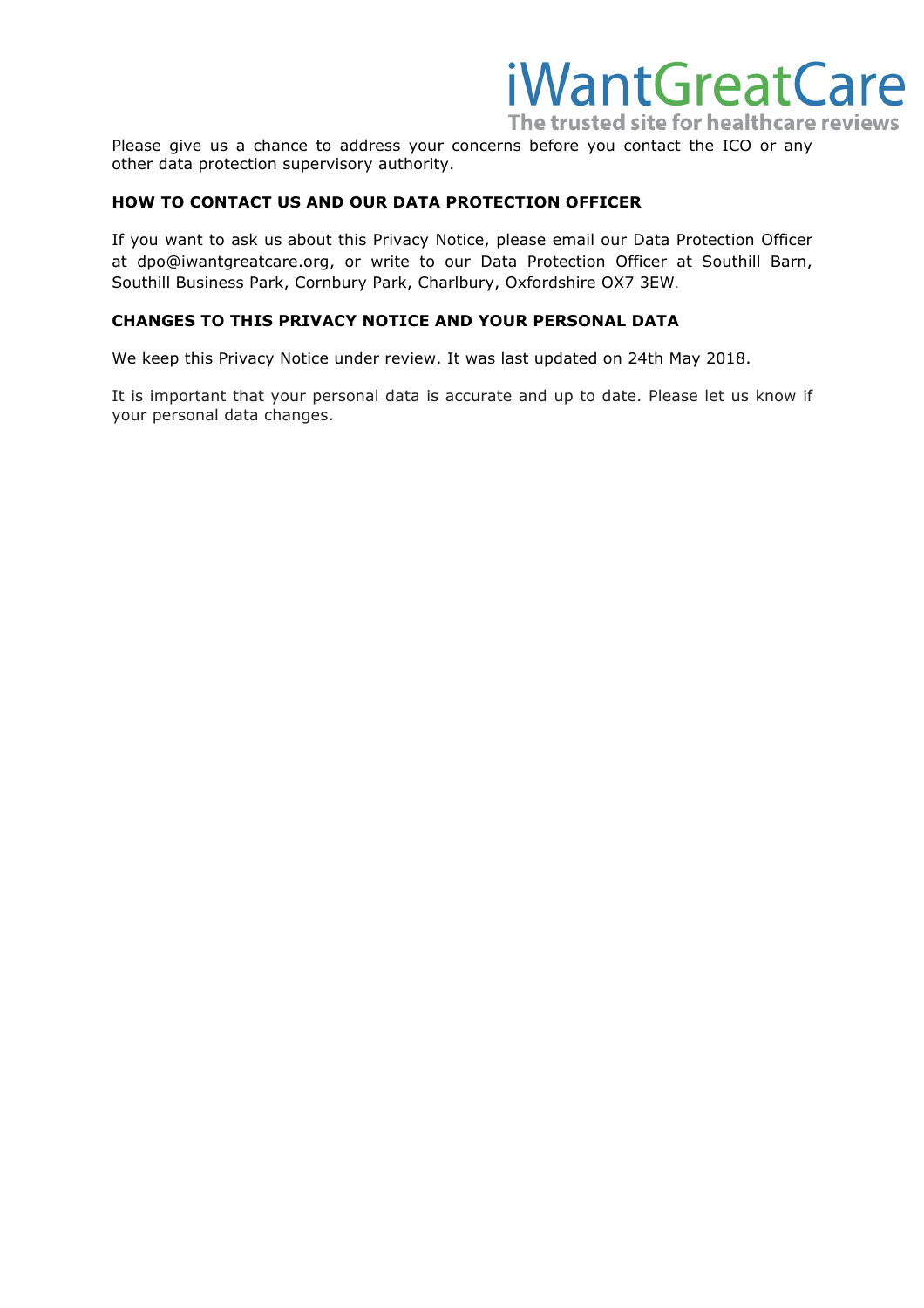Please give us a chance to address your concerns before you contact the ICO or any other data protection supervisory authority.

## HOW TO CONTACT US AND OUR DATA PROTECTION OFFICER

If you want to ask us about this Privacy Notice, please email our Data Protection Officer at dpo@iwantgreatcare.org, or write to our Data Protection Officer at Southill Barn, Southill Business Park, Cornbury Park, Charlbury, Oxfordshire OX7 3EW.

## CHANGES TO THIS PRIVACY NOTICE AND YOUR PERSONAL DATA

We keep this Privacy Notice under review. It was last updated on 24th May 2018.

It is important that your personal data is accurate and up to date. Please let us know if your personal data changes.